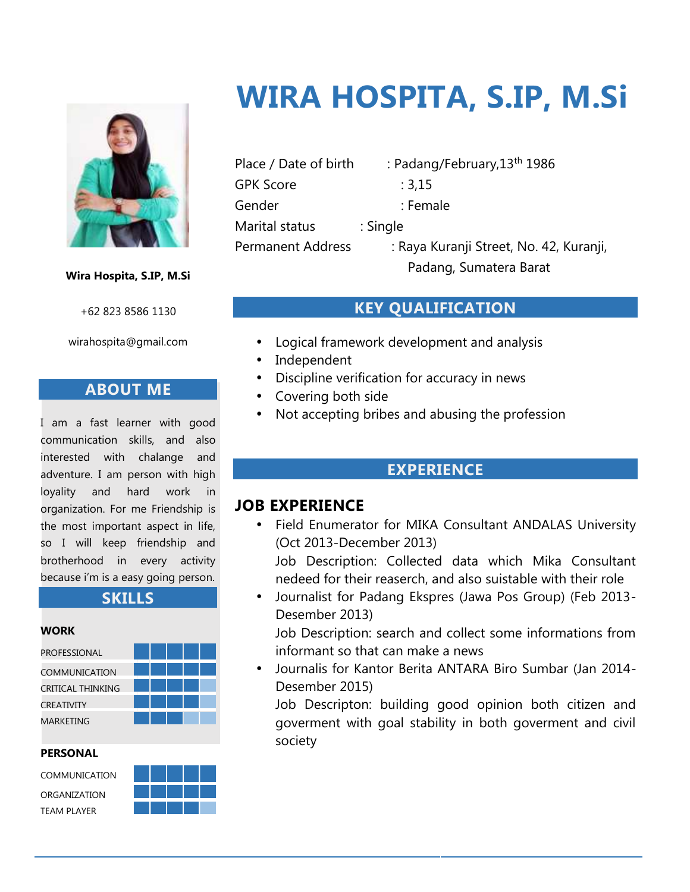# WIRA HOSPITA, S.IP, M.Si

**Wira Hospita, S.IP, M.Si**

+62 823 8586 1130

wirahospita@gmail.com

Place / Date of birth : Padang/February,13th 1986
GPK Score : 3,15
Gender : Female
Marital status : Single
Permanent Address : Raya Kuranji Street, No. 42, Kuranji, Padang, Sumatera Barat

## ABOUT ME

I am a fast learner with good communication skills, and also interested with chalange and adventure. I am person with high loyality and hard work in organization. For me Friendship is the most important aspect in life, so I will keep friendship and brotherhood in every activity because i'm is a easy going person.

## SKILLS

**WORK**

- PROFESSIONAL
- COMMUNICATION
- CRITICAL THINKING
- CREATIVITY
- MARKETING

**PERSONAL**

- COMMUNICATION
- ORGANIZATION
- TEAM PLAYER

## KEY QUALIFICATION

- Logical framework development and analysis
- Independent
- Discipline verification for accuracy in news
- Covering both side
- Not accepting bribes and abusing the profession

## EXPERIENCE

### JOB EXPERIENCE

- Field Enumerator for MIKA Consultant ANDALAS University (Oct 2013-December 2013)
  Job Description: Collected data which Mika Consultant nedeed for their reaserch, and also suistable with their role
- Journalist for Padang Ekspres (Jawa Pos Group) (Feb 2013-Desember 2013)
  Job Description: search and collect some informations from informant so that can make a news
- Journalis for Kantor Berita ANTARA Biro Sumbar (Jan 2014-Desember 2015)
  Job Descripton: building good opinion both citizen and goverment with goal stability in both goverment and civil society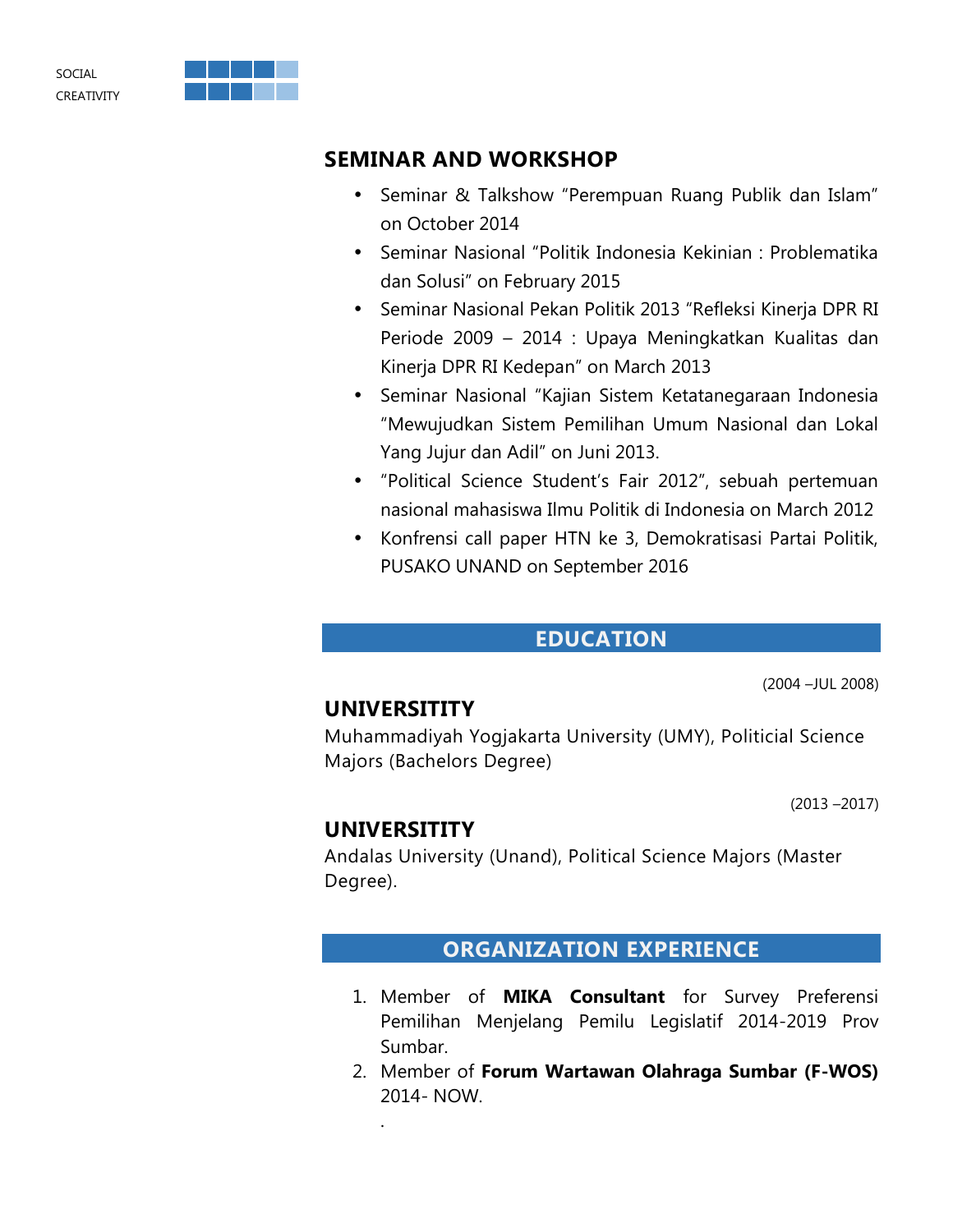SOCIAL

CREATIVITY

## SEMINAR AND WORKSHOP

- Seminar & Talkshow "Perempuan Ruang Publik dan Islam" on October 2014
- Seminar Nasional "Politik Indonesia Kekinian : Problematika dan Solusi" on February 2015
- Seminar Nasional Pekan Politik 2013 "Refleksi Kinerja DPR RI Periode 2009 – 2014 : Upaya Meningkatkan Kualitas dan Kinerja DPR RI Kedepan" on March 2013
- Seminar Nasional "Kajian Sistem Ketatanegaraan Indonesia "Mewujudkan Sistem Pemilihan Umum Nasional dan Lokal Yang Jujur dan Adil" on Juni 2013.
- "Political Science Student's Fair 2012", sebuah pertemuan nasional mahasiswa Ilmu Politik di Indonesia on March 2012
- Konfrensi call paper HTN ke 3, Demokratisasi Partai Politik, PUSAKO UNAND on September 2016

## EDUCATION

(2004 –JUL 2008)

### UNIVERSITITY

Muhammadiyah Yogjakarta University (UMY), Politicial Science Majors (Bachelors Degree)

(2013 –2017)

### UNIVERSITITY

Andalas University (Unand), Political Science Majors (Master Degree).

## ORGANIZATION EXPERIENCE

1. Member of **MIKA Consultant** for Survey Preferensi Pemilihan Menjelang Pemilu Legislatif 2014-2019 Prov Sumbar.
2. Member of **Forum Wartawan Olahraga Sumbar (F-WOS)** 2014- NOW.

.